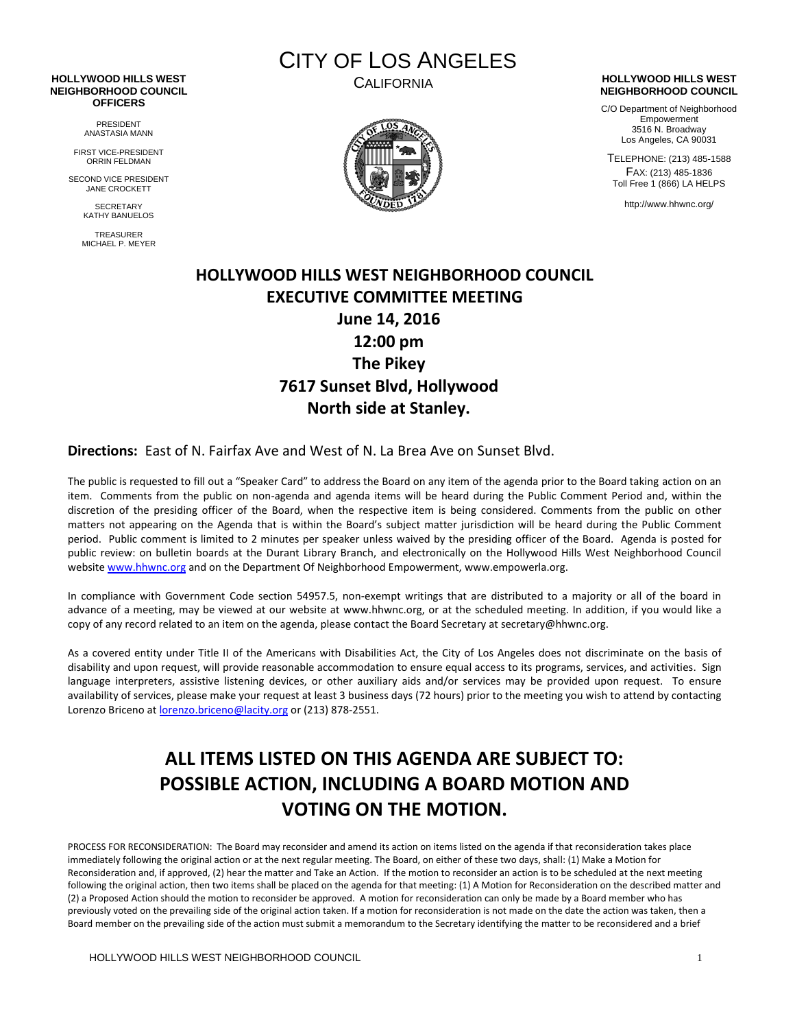**HOLLYWOOD HILLS WEST NEIGHBORHOOD COUNCIL OFFICERS**

PRESIDENT
ANASTASIA MANN

FIRST VICE-PRESIDENT
ORRIN FELDMAN

SECOND VICE PRESIDENT
JANE CROCKETT

SECRETARY
KATHY BANUELOS

TREASURER
MICHAEL P. MEYER

# CITY OF LOS ANGELES

CALIFORNIA

**HOLLYWOOD HILLS WEST NEIGHBORHOOD COUNCIL**

C/O Department of Neighborhood Empowerment
3516 N. Broadway
Los Angeles, CA 90031

TELEPHONE: (213) 485-1588
FAX: (213) 485-1836
Toll Free 1 (866) LA HELPS

http://www.hhwnc.org/

# HOLLYWOOD HILLS WEST NEIGHBORHOOD COUNCIL
## EXECUTIVE COMMITTEE MEETING
## June 14, 2016
## 12:00 pm
## The Pikey
## 7617 Sunset Blvd, Hollywood
## North side at Stanley.

**Directions:** East of N. Fairfax Ave and West of N. La Brea Ave on Sunset Blvd.

The public is requested to fill out a "Speaker Card" to address the Board on any item of the agenda prior to the Board taking action on an item. Comments from the public on non-agenda and agenda items will be heard during the Public Comment Period and, within the discretion of the presiding officer of the Board, when the respective item is being considered. Comments from the public on other matters not appearing on the Agenda that is within the Board's subject matter jurisdiction will be heard during the Public Comment period. Public comment is limited to 2 minutes per speaker unless waived by the presiding officer of the Board. Agenda is posted for public review: on bulletin boards at the Durant Library Branch, and electronically on the Hollywood Hills West Neighborhood Council website www.hhwnc.org and on the Department Of Neighborhood Empowerment, www.empowerla.org.

In compliance with Government Code section 54957.5, non-exempt writings that are distributed to a majority or all of the board in advance of a meeting, may be viewed at our website at www.hhwnc.org, or at the scheduled meeting. In addition, if you would like a copy of any record related to an item on the agenda, please contact the Board Secretary at secretary@hhwnc.org.

As a covered entity under Title II of the Americans with Disabilities Act, the City of Los Angeles does not discriminate on the basis of disability and upon request, will provide reasonable accommodation to ensure equal access to its programs, services, and activities. Sign language interpreters, assistive listening devices, or other auxiliary aids and/or services may be provided upon request. To ensure availability of services, please make your request at least 3 business days (72 hours) prior to the meeting you wish to attend by contacting Lorenzo Briceno at lorenzo.briceno@lacity.org or (213) 878-2551.

# ALL ITEMS LISTED ON THIS AGENDA ARE SUBJECT TO: POSSIBLE ACTION, INCLUDING A BOARD MOTION AND VOTING ON THE MOTION.

PROCESS FOR RECONSIDERATION: The Board may reconsider and amend its action on items listed on the agenda if that reconsideration takes place immediately following the original action or at the next regular meeting. The Board, on either of these two days, shall: (1) Make a Motion for Reconsideration and, if approved, (2) hear the matter and Take an Action. If the motion to reconsider an action is to be scheduled at the next meeting following the original action, then two items shall be placed on the agenda for that meeting: (1) A Motion for Reconsideration on the described matter and (2) a Proposed Action should the motion to reconsider be approved. A motion for reconsideration can only be made by a Board member who has previously voted on the prevailing side of the original action taken. If a motion for reconsideration is not made on the date the action was taken, then a Board member on the prevailing side of the action must submit a memorandum to the Secretary identifying the matter to be reconsidered and a brief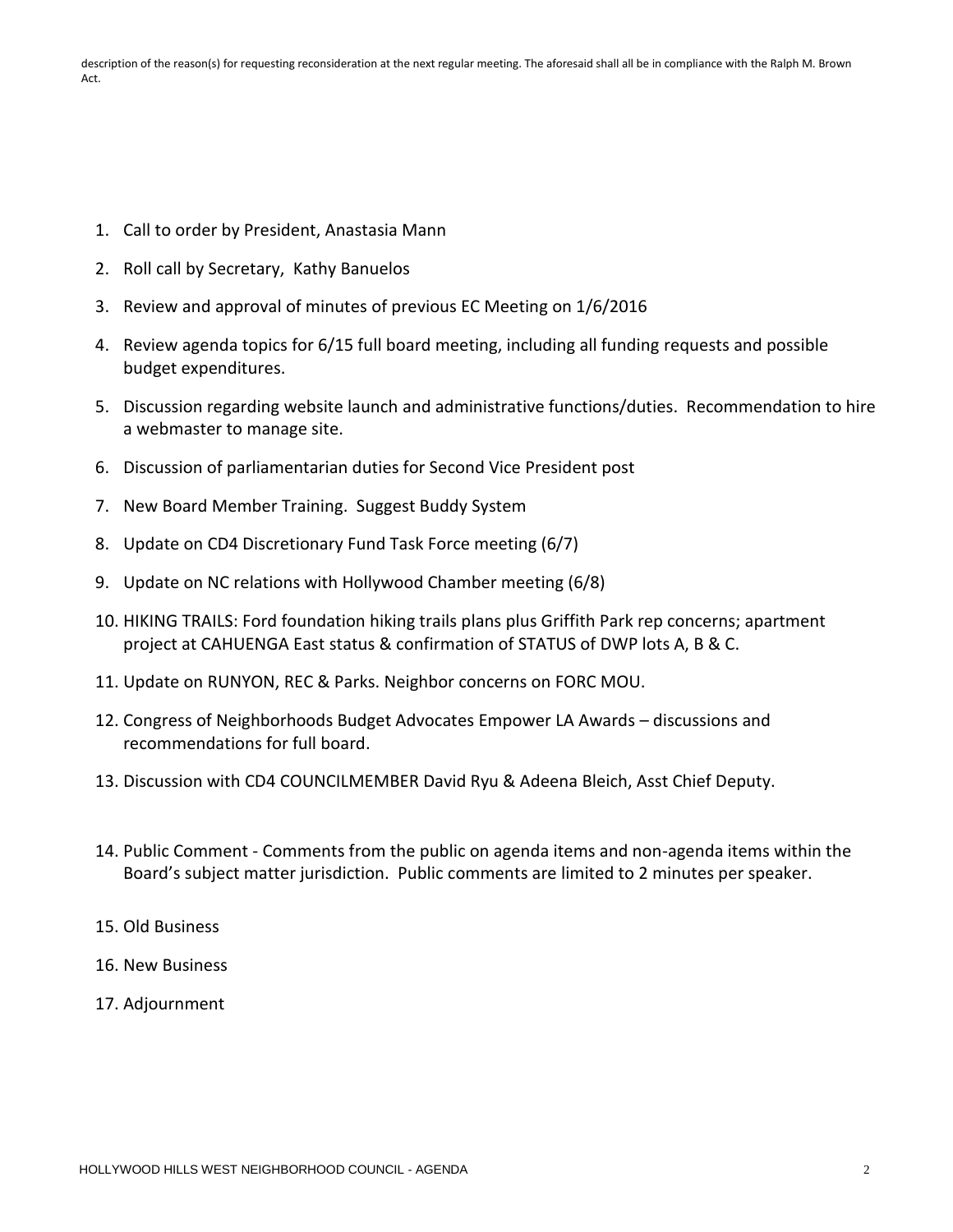description of the reason(s) for requesting reconsideration at the next regular meeting. The aforesaid shall all be in compliance with the Ralph M. Brown Act.

1. Call to order by President, Anastasia Mann
2. Roll call by Secretary, Kathy Banuelos
3. Review and approval of minutes of previous EC Meeting on 1/6/2016
4. Review agenda topics for 6/15 full board meeting, including all funding requests and possible budget expenditures.
5. Discussion regarding website launch and administrative functions/duties. Recommendation to hire a webmaster to manage site.
6. Discussion of parliamentarian duties for Second Vice President post
7. New Board Member Training. Suggest Buddy System
8. Update on CD4 Discretionary Fund Task Force meeting (6/7)
9. Update on NC relations with Hollywood Chamber meeting (6/8)
10. HIKING TRAILS: Ford foundation hiking trails plans plus Griffith Park rep concerns; apartment project at CAHUENGA East status & confirmation of STATUS of DWP lots A, B & C.
11. Update on RUNYON, REC & Parks. Neighbor concerns on FORC MOU.
12. Congress of Neighborhoods Budget Advocates Empower LA Awards – discussions and recommendations for full board.
13. Discussion with CD4 COUNCILMEMBER David Ryu & Adeena Bleich, Asst Chief Deputy.
14. Public Comment - Comments from the public on agenda items and non-agenda items within the Board's subject matter jurisdiction. Public comments are limited to 2 minutes per speaker.
15. Old Business
16. New Business
17. Adjournment